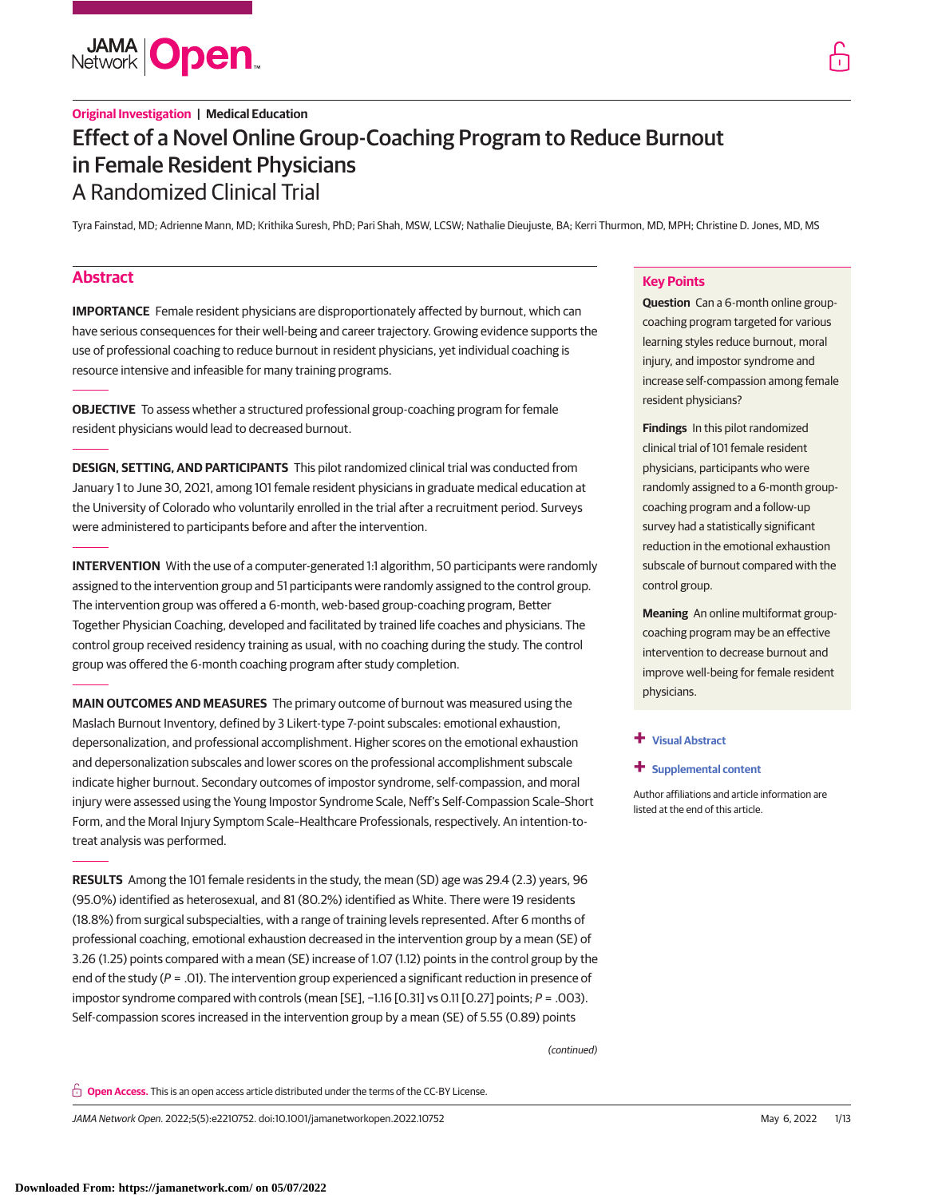**Original Investigation** | **Medical Education**

# Effect of a Novel Online Group-Coaching Program to Reduce Burnout in Female Resident Physicians

## A Randomized Clinical Trial

Tyra Fainstad, MD; Adrienne Mann, MD; Krithika Suresh, PhD; Pari Shah, MSW, LCSW; Nathalie Dieujuste, BA; Kerri Thurmon, MD, MPH; Christine D. Jones, MD, MS

## Abstract

**IMPORTANCE** Female resident physicians are disproportionately affected by burnout, which can have serious consequences for their well-being and career trajectory. Growing evidence supports the use of professional coaching to reduce burnout in resident physicians, yet individual coaching is resource intensive and infeasible for many training programs.

**OBJECTIVE** To assess whether a structured professional group-coaching program for female resident physicians would lead to decreased burnout.

**DESIGN, SETTING, AND PARTICIPANTS** This pilot randomized clinical trial was conducted from January 1 to June 30, 2021, among 101 female resident physicians in graduate medical education at the University of Colorado who voluntarily enrolled in the trial after a recruitment period. Surveys were administered to participants before and after the intervention.

**INTERVENTION** With the use of a computer-generated 1:1 algorithm, 50 participants were randomly assigned to the intervention group and 51 participants were randomly assigned to the control group. The intervention group was offered a 6-month, web-based group-coaching program, Better Together Physician Coaching, developed and facilitated by trained life coaches and physicians. The control group received residency training as usual, with no coaching during the study. The control group was offered the 6-month coaching program after study completion.

**MAIN OUTCOMES AND MEASURES** The primary outcome of burnout was measured using the Maslach Burnout Inventory, defined by 3 Likert-type 7-point subscales: emotional exhaustion, depersonalization, and professional accomplishment. Higher scores on the emotional exhaustion and depersonalization subscales and lower scores on the professional accomplishment subscale indicate higher burnout. Secondary outcomes of impostor syndrome, self-compassion, and moral injury were assessed using the Young Impostor Syndrome Scale, Neff's Self-Compassion Scale–Short Form, and the Moral Injury Symptom Scale–Healthcare Professionals, respectively. An intention-to-treat analysis was performed.

**RESULTS** Among the 101 female residents in the study, the mean (SD) age was 29.4 (2.3) years, 96 (95.0%) identified as heterosexual, and 81 (80.2%) identified as White. There were 19 residents (18.8%) from surgical subspecialties, with a range of training levels represented. After 6 months of professional coaching, emotional exhaustion decreased in the intervention group by a mean (SE) of 3.26 (1.25) points compared with a mean (SE) increase of 1.07 (1.12) points in the control group by the end of the study ($P$ = .01). The intervention group experienced a significant reduction in presence of impostor syndrome compared with controls (mean [SE], −1.16 [0.31] vs 0.11 [0.27] points; $P$ = .003). Self-compassion scores increased in the intervention group by a mean (SE) of 5.55 (0.89) points

*(continued)*

### Key Points

**Question** Can a 6-month online group-coaching program targeted for various learning styles reduce burnout, moral injury, and impostor syndrome and increase self-compassion among female resident physicians?

**Findings** In this pilot randomized clinical trial of 101 female resident physicians, participants who were randomly assigned to a 6-month group-coaching program and a follow-up survey had a statistically significant reduction in the emotional exhaustion subscale of burnout compared with the control group.

**Meaning** An online multiformat group-coaching program may be an effective intervention to decrease burnout and improve well-being for female resident physicians.

+ Visual Abstract

+ Supplemental content

Author affiliations and article information are listed at the end of this article.

**Open Access.** This is an open access article distributed under the terms of the CC-BY License.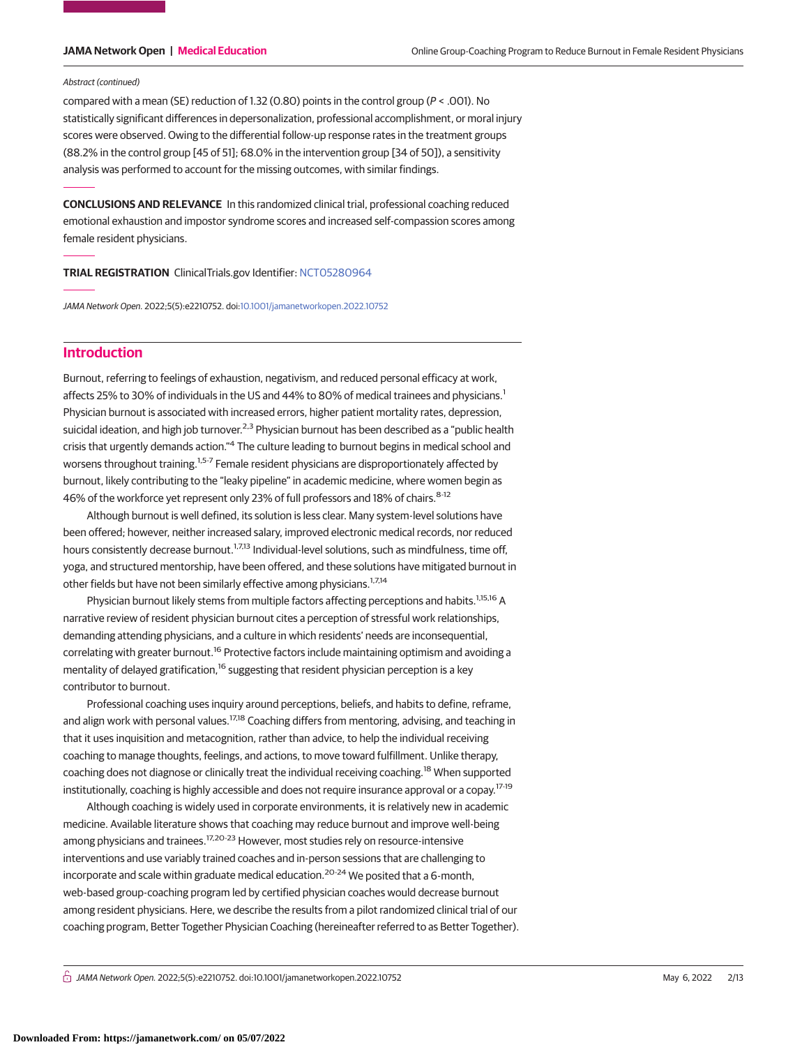*Abstract (continued)*

compared with a mean (SE) reduction of 1.32 (0.80) points in the control group (*P* < .001). No statistically significant differences in depersonalization, professional accomplishment, or moral injury scores were observed. Owing to the differential follow-up response rates in the treatment groups (88.2% in the control group [45 of 51]; 68.0% in the intervention group [34 of 50]), a sensitivity analysis was performed to account for the missing outcomes, with similar findings.

**CONCLUSIONS AND RELEVANCE** In this randomized clinical trial, professional coaching reduced emotional exhaustion and impostor syndrome scores and increased self-compassion scores among female resident physicians.

**TRIAL REGISTRATION** ClinicalTrials.gov Identifier: NCT05280964

*JAMA Network Open*. 2022;5(5):e2210752. doi:10.1001/jamanetworkopen.2022.10752

## Introduction

Burnout, referring to feelings of exhaustion, negativism, and reduced personal efficacy at work, affects 25% to 30% of individuals in the US and 44% to 80% of medical trainees and physicians.[1] Physician burnout is associated with increased errors, higher patient mortality rates, depression, suicidal ideation, and high job turnover.[2,3] Physician burnout has been described as a "public health crisis that urgently demands action."[4] The culture leading to burnout begins in medical school and worsens throughout training.[1,5-7] Female resident physicians are disproportionately affected by burnout, likely contributing to the "leaky pipeline" in academic medicine, where women begin as 46% of the workforce yet represent only 23% of full professors and 18% of chairs.[8-12]

Although burnout is well defined, its solution is less clear. Many system-level solutions have been offered; however, neither increased salary, improved electronic medical records, nor reduced hours consistently decrease burnout.[1,7,13] Individual-level solutions, such as mindfulness, time off, yoga, and structured mentorship, have been offered, and these solutions have mitigated burnout in other fields but have not been similarly effective among physicians.[1,7,14]

Physician burnout likely stems from multiple factors affecting perceptions and habits.[1,15,16] A narrative review of resident physician burnout cites a perception of stressful work relationships, demanding attending physicians, and a culture in which residents' needs are inconsequential, correlating with greater burnout.[16] Protective factors include maintaining optimism and avoiding a mentality of delayed gratification,[16] suggesting that resident physician perception is a key contributor to burnout.

Professional coaching uses inquiry around perceptions, beliefs, and habits to define, reframe, and align work with personal values.[17,18] Coaching differs from mentoring, advising, and teaching in that it uses inquisition and metacognition, rather than advice, to help the individual receiving coaching to manage thoughts, feelings, and actions, to move toward fulfillment. Unlike therapy, coaching does not diagnose or clinically treat the individual receiving coaching.[18] When supported institutionally, coaching is highly accessible and does not require insurance approval or a copay.[17-19]

Although coaching is widely used in corporate environments, it is relatively new in academic medicine. Available literature shows that coaching may reduce burnout and improve well-being among physicians and trainees.[17,20-23] However, most studies rely on resource-intensive interventions and use variably trained coaches and in-person sessions that are challenging to incorporate and scale within graduate medical education.[20-24] We posited that a 6-month, web-based group-coaching program led by certified physician coaches would decrease burnout among resident physicians. Here, we describe the results from a pilot randomized clinical trial of our coaching program, Better Together Physician Coaching (hereineafter referred to as Better Together).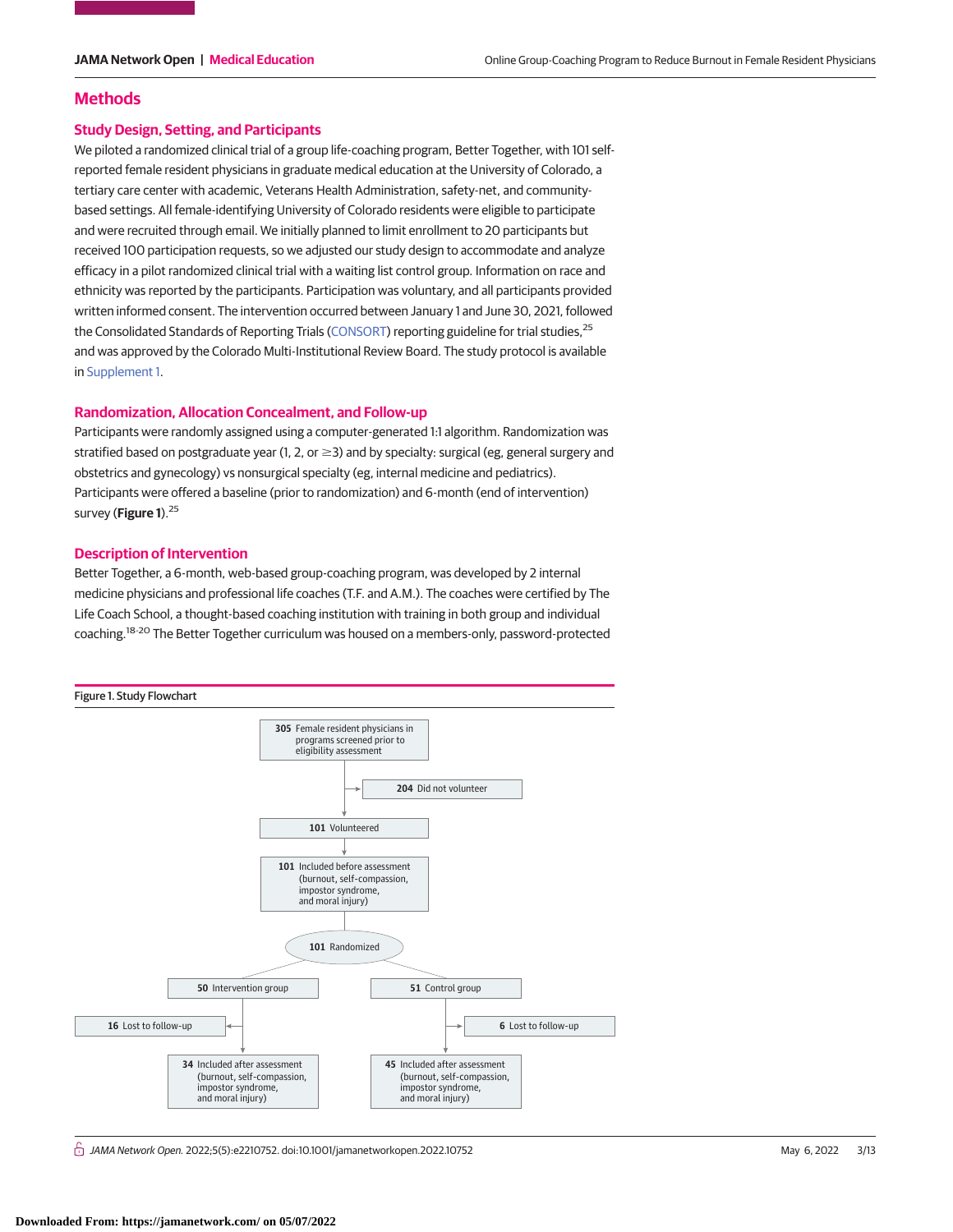## Methods

### Study Design, Setting, and Participants

We piloted a randomized clinical trial of a group life-coaching program, Better Together, with 101 self-reported female resident physicians in graduate medical education at the University of Colorado, a tertiary care center with academic, Veterans Health Administration, safety-net, and community-based settings. All female-identifying University of Colorado residents were eligible to participate and were recruited through email. We initially planned to limit enrollment to 20 participants but received 100 participation requests, so we adjusted our study design to accommodate and analyze efficacy in a pilot randomized clinical trial with a waiting list control group. Information on race and ethnicity was reported by the participants. Participation was voluntary, and all participants provided written informed consent. The intervention occurred between January 1 and June 30, 2021, followed the Consolidated Standards of Reporting Trials (CONSORT) reporting guideline for trial studies,[25] and was approved by the Colorado Multi-Institutional Review Board. The study protocol is available in Supplement 1.

### Randomization, Allocation Concealment, and Follow-up

Participants were randomly assigned using a computer-generated 1:1 algorithm. Randomization was stratified based on postgraduate year (1, 2, or ≥3) and by specialty: surgical (eg, general surgery and obstetrics and gynecology) vs nonsurgical specialty (eg, internal medicine and pediatrics). Participants were offered a baseline (prior to randomization) and 6-month (end of intervention) survey (**Figure 1**).[25]

### Description of Intervention

Better Together, a 6-month, web-based group-coaching program, was developed by 2 internal medicine physicians and professional life coaches (T.F. and A.M.). The coaches were certified by The Life Coach School, a thought-based coaching institution with training in both group and individual coaching.[18-20] The Better Together curriculum was housed on a members-only, password-protected

Figure 1. Study Flowchart

- **305** Female resident physicians in programs screened prior to eligibility assessment
  - **204** Did not volunteer
- **101** Volunteered
- **101** Included before assessment (burnout, self-compassion, impostor syndrome, and moral injury)
- **101** Randomized
  - **50** Intervention group
    - **16** Lost to follow-up
    - **34** Included after assessment (burnout, self-compassion, impostor syndrome, and moral injury)
  - **51** Control group
    - **6** Lost to follow-up
    - **45** Included after assessment (burnout, self-compassion, impostor syndrome, and moral injury)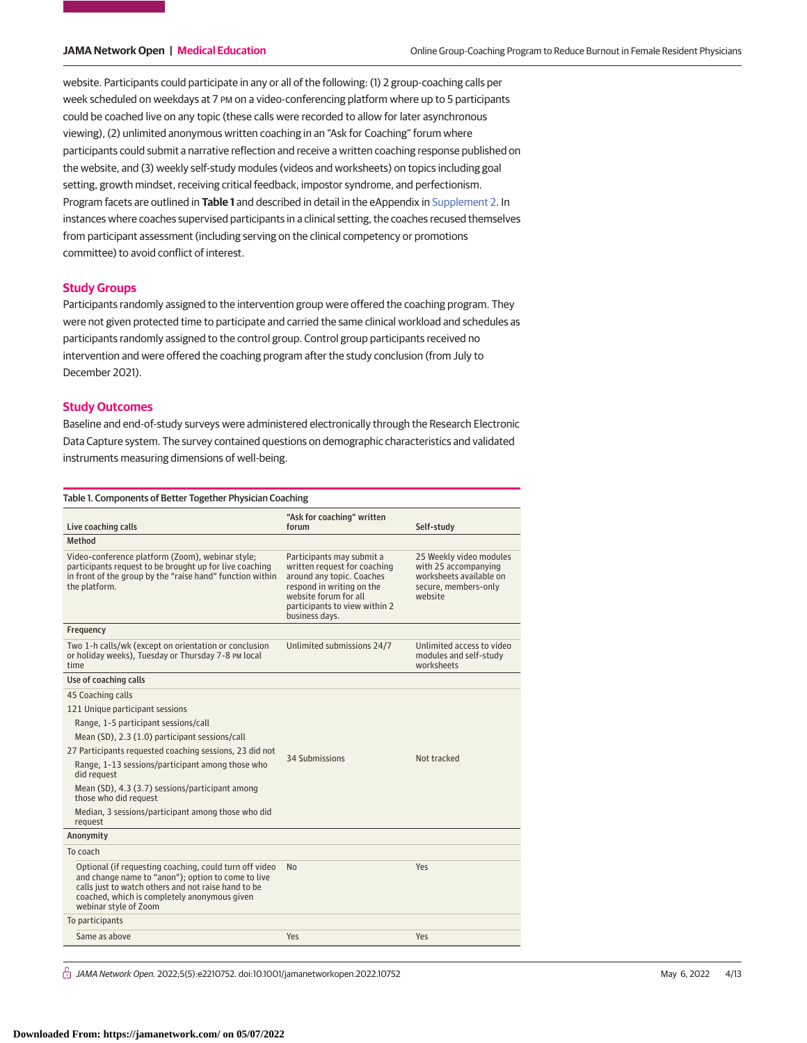website. Participants could participate in any or all of the following: (1) 2 group-coaching calls per week scheduled on weekdays at 7 PM on a video-conferencing platform where up to 5 participants could be coached live on any topic (these calls were recorded to allow for later asynchronous viewing), (2) unlimited anonymous written coaching in an "Ask for Coaching" forum where participants could submit a narrative reflection and receive a written coaching response published on the website, and (3) weekly self-study modules (videos and worksheets) on topics including goal setting, growth mindset, receiving critical feedback, impostor syndrome, and perfectionism. Program facets are outlined in **Table 1** and described in detail in the eAppendix in Supplement 2. In instances where coaches supervised participants in a clinical setting, the coaches recused themselves from participant assessment (including serving on the clinical competency or promotions committee) to avoid conflict of interest.

## Study Groups

Participants randomly assigned to the intervention group were offered the coaching program. They were not given protected time to participate and carried the same clinical workload and schedules as participants randomly assigned to the control group. Control group participants received no intervention and were offered the coaching program after the study conclusion (from July to December 2021).

## Study Outcomes

Baseline and end-of-study surveys were administered electronically through the Research Electronic Data Capture system. The survey contained questions on demographic characteristics and validated instruments measuring dimensions of well-being.

Table 1. Components of Better Together Physician Coaching

| Live coaching calls | "Ask for coaching" written forum | Self-study |
|---|---|---|
| **Method** | | |
| Video-conference platform (Zoom), webinar style; participants request to be brought up for live coaching in front of the group by the "raise hand" function within the platform. | Participants may submit a written request for coaching around any topic. Coaches respond in writing on the website forum for all participants to view within 2 business days. | 25 Weekly video modules with 25 accompanying worksheets available on secure, members-only website |
| **Frequency** | | |
| Two 1-h calls/wk (except on orientation or conclusion or holiday weeks), Tuesday or Thursday 7-8 PM local time | Unlimited submissions 24/7 | Unlimited access to video modules and self-study worksheets |
| **Use of coaching calls** | | |
| 45 Coaching calls<br>121 Unique participant sessions<br>Range, 1-5 participant sessions/call<br>Mean (SD), 2.3 (1.0) participant sessions/call<br>27 Participants requested coaching sessions, 23 did not<br>Range, 1-13 sessions/participant among those who did request<br>Mean (SD), 4.3 (3.7) sessions/participant among those who did request<br>Median, 3 sessions/participant among those who did request | 34 Submissions | Not tracked |
| **Anonymity** | | |
| To coach | | |
| Optional (if requesting coaching, could turn off video and change name to "anon"); option to come to live calls just to watch others and not raise hand to be coached, which is completely anonymous given webinar style of Zoom | No | Yes |
| To participants | | |
| Same as above | Yes | Yes |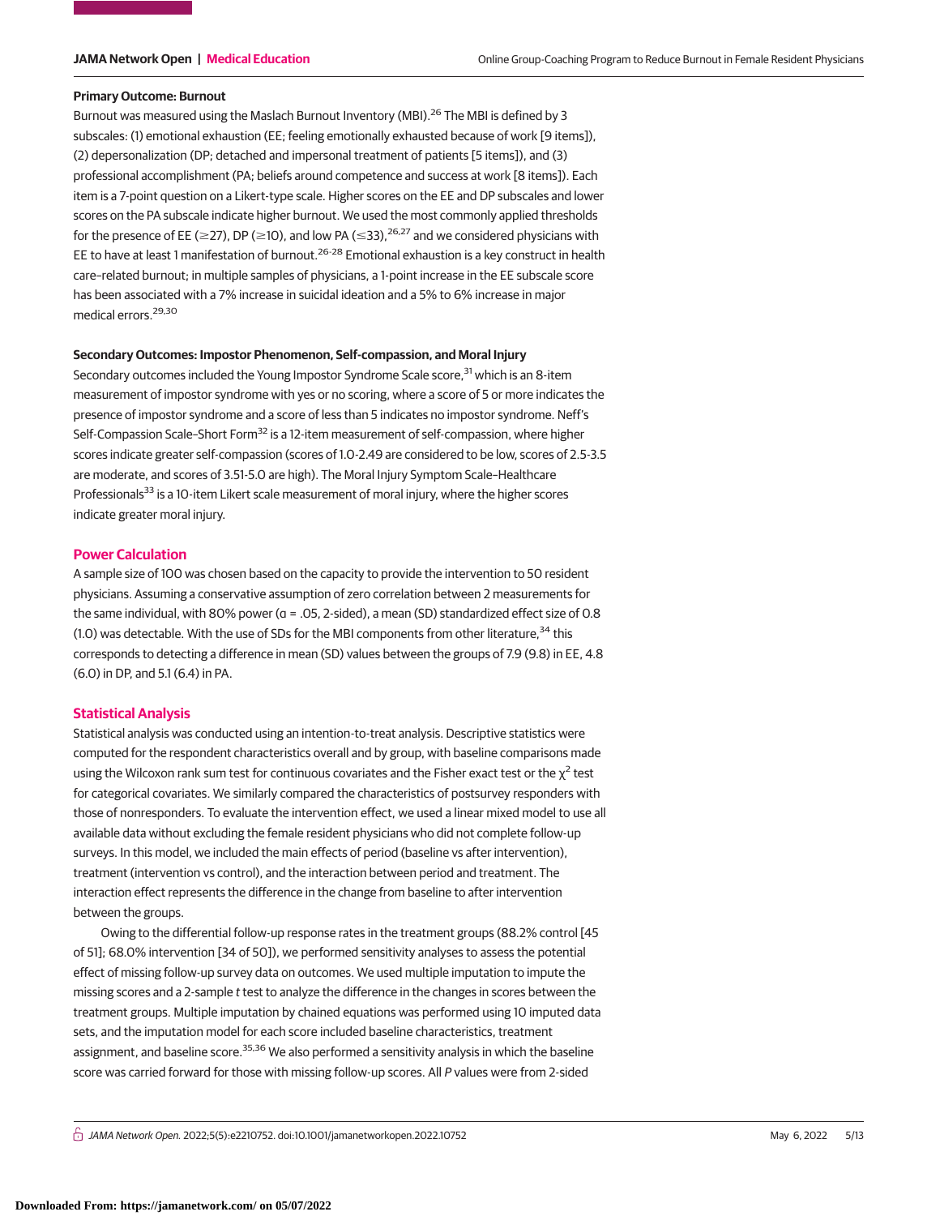### Primary Outcome: Burnout

Burnout was measured using the Maslach Burnout Inventory (MBI).[26] The MBI is defined by 3 subscales: (1) emotional exhaustion (EE; feeling emotionally exhausted because of work [9 items]), (2) depersonalization (DP; detached and impersonal treatment of patients [5 items]), and (3) professional accomplishment (PA; beliefs around competence and success at work [8 items]). Each item is a 7-point question on a Likert-type scale. Higher scores on the EE and DP subscales and lower scores on the PA subscale indicate higher burnout. We used the most commonly applied thresholds for the presence of EE (≥27), DP (≥10), and low PA (≤33),[26,27] and we considered physicians with EE to have at least 1 manifestation of burnout.[26-28] Emotional exhaustion is a key construct in health care–related burnout; in multiple samples of physicians, a 1-point increase in the EE subscale score has been associated with a 7% increase in suicidal ideation and a 5% to 6% increase in major medical errors.[29,30]

### Secondary Outcomes: Impostor Phenomenon, Self-compassion, and Moral Injury

Secondary outcomes included the Young Impostor Syndrome Scale score,[31] which is an 8-item measurement of impostor syndrome with yes or no scoring, where a score of 5 or more indicates the presence of impostor syndrome and a score of less than 5 indicates no impostor syndrome. Neff's Self-Compassion Scale–Short Form[32] is a 12-item measurement of self-compassion, where higher scores indicate greater self-compassion (scores of 1.0-2.49 are considered to be low, scores of 2.5-3.5 are moderate, and scores of 3.51-5.0 are high). The Moral Injury Symptom Scale–Healthcare Professionals[33] is a 10-item Likert scale measurement of moral injury, where the higher scores indicate greater moral injury.

## Power Calculation

A sample size of 100 was chosen based on the capacity to provide the intervention to 50 resident physicians. Assuming a conservative assumption of zero correlation between 2 measurements for the same individual, with 80% power ($\alpha$ = .05, 2-sided), a mean (SD) standardized effect size of 0.8 (1.0) was detectable. With the use of SDs for the MBI components from other literature,[34] this corresponds to detecting a difference in mean (SD) values between the groups of 7.9 (9.8) in EE, 4.8 (6.0) in DP, and 5.1 (6.4) in PA.

## Statistical Analysis

Statistical analysis was conducted using an intention-to-treat analysis. Descriptive statistics were computed for the respondent characteristics overall and by group, with baseline comparisons made using the Wilcoxon rank sum test for continuous covariates and the Fisher exact test or the $\chi^2$ test for categorical covariates. We similarly compared the characteristics of postsurvey responders with those of nonresponders. To evaluate the intervention effect, we used a linear mixed model to use all available data without excluding the female resident physicians who did not complete follow-up surveys. In this model, we included the main effects of period (baseline vs after intervention), treatment (intervention vs control), and the interaction between period and treatment. The interaction effect represents the difference in the change from baseline to after intervention between the groups.

Owing to the differential follow-up response rates in the treatment groups (88.2% control [45 of 51]; 68.0% intervention [34 of 50]), we performed sensitivity analyses to assess the potential effect of missing follow-up survey data on outcomes. We used multiple imputation to impute the missing scores and a 2-sample *t* test to analyze the difference in the changes in scores between the treatment groups. Multiple imputation by chained equations was performed using 10 imputed data sets, and the imputation model for each score included baseline characteristics, treatment assignment, and baseline score.[35,36] We also performed a sensitivity analysis in which the baseline score was carried forward for those with missing follow-up scores. All *P* values were from 2-sided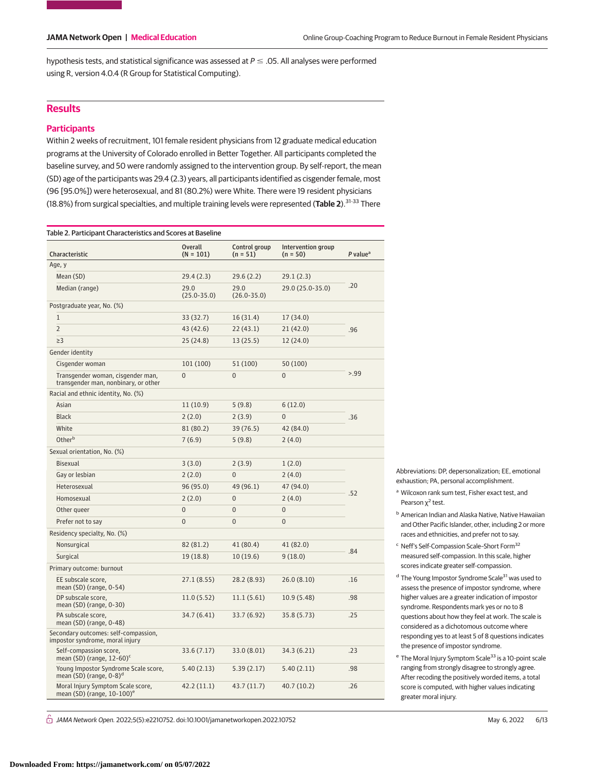hypothesis tests, and statistical significance was assessed at $P \leq .05$. All analyses were performed using R, version 4.0.4 (R Group for Statistical Computing).

## Results

### Participants

Within 2 weeks of recruitment, 101 female resident physicians from 12 graduate medical education programs at the University of Colorado enrolled in Better Together. All participants completed the baseline survey, and 50 were randomly assigned to the intervention group. By self-report, the mean (SD) age of the participants was 29.4 (2.3) years, all participants identified as cisgender female, most (96 [95.0%]) were heterosexual, and 81 (80.2%) were White. There were 19 resident physicians (18.8%) from surgical specialties, and multiple training levels were represented (**Table 2**).[31-33] There

Table 2. Participant Characteristics and Scores at Baseline

| Characteristic | Overall (N = 101) | Control group (n = 51) | Intervention group (n = 50) | P value[a] |
|---|---|---|---|---|
| Age, y | | | | |
| Mean (SD) | 29.4 (2.3) | 29.6 (2.2) | 29.1 (2.3) | .20 |
| Median (range) | 29.0 (25.0-35.0) | 29.0 (26.0-35.0) | 29.0 (25.0-35.0) | |
| Postgraduate year, No. (%) | | | | |
| 1 | 33 (32.7) | 16 (31.4) | 17 (34.0) | .96 |
| 2 | 43 (42.6) | 22 (43.1) | 21 (42.0) | |
| ≥3 | 25 (24.8) | 13 (25.5) | 12 (24.0) | |
| Gender identity | | | | |
| Cisgender woman | 101 (100) | 51 (100) | 50 (100) | >.99 |
| Transgender woman, cisgender man, transgender man, nonbinary, or other | 0 | 0 | 0 | |
| Racial and ethnic identity, No. (%) | | | | |
| Asian | 11 (10.9) | 5 (9.8) | 6 (12.0) | .36 |
| Black | 2 (2.0) | 2 (3.9) | 0 | |
| White | 81 (80.2) | 39 (76.5) | 42 (84.0) | |
| Other[b] | 7 (6.9) | 5 (9.8) | 2 (4.0) | |
| Sexual orientation, No. (%) | | | | |
| Bisexual | 3 (3.0) | 2 (3.9) | 1 (2.0) | .52 |
| Gay or lesbian | 2 (2.0) | 0 | 2 (4.0) | |
| Heterosexual | 96 (95.0) | 49 (96.1) | 47 (94.0) | |
| Homosexual | 2 (2.0) | 0 | 2 (4.0) | |
| Other queer | 0 | 0 | 0 | |
| Prefer not to say | 0 | 0 | 0 | |
| Residency specialty, No. (%) | | | | |
| Nonsurgical | 82 (81.2) | 41 (80.4) | 41 (82.0) | .84 |
| Surgical | 19 (18.8) | 10 (19.6) | 9 (18.0) | |
| Primary outcome: burnout | | | | |
| EE subscale score, mean (SD) (range, 0-54) | 27.1 (8.55) | 28.2 (8.93) | 26.0 (8.10) | .16 |
| DP subscale score, mean (SD) (range, 0-30) | 11.0 (5.52) | 11.1 (5.61) | 10.9 (5.48) | .98 |
| PA subscale score, mean (SD) (range, 0-48) | 34.7 (6.41) | 33.7 (6.92) | 35.8 (5.73) | .25 |
| Secondary outcomes: self-compassion, impostor syndrome, moral injury | | | | |
| Self-compassion score, mean (SD) (range, 12-60)[c] | 33.6 (7.17) | 33.0 (8.01) | 34.3 (6.21) | .23 |
| Young Impostor Syndrome Scale score, mean (SD) (range, 0-8)[d] | 5.40 (2.13) | 5.39 (2.17) | 5.40 (2.11) | .98 |
| Moral Injury Symptom Scale score, mean (SD) (range, 10-100)[e] | 42.2 (11.1) | 43.7 (11.7) | 40.7 (10.2) | .26 |

Abbreviations: DP, depersonalization; EE, emotional exhaustion; PA, personal accomplishment.

[a] Wilcoxon rank sum test, Fisher exact test, and Pearson $\chi^2$ test.

[b] American Indian and Alaska Native, Native Hawaiian and Other Pacific Islander, other, including 2 or more races and ethnicities, and prefer not to say.

[c] Neff's Self-Compassion Scale–Short Form[32] measured self-compassion. In this scale, higher scores indicate greater self-compassion.

[d] The Young Impostor Syndrome Scale[31] was used to assess the presence of impostor syndrome, where higher values are a greater indication of impostor syndrome. Respondents mark yes or no to 8 questions about how they feel at work. The scale is considered as a dichotomous outcome where responding yes to at least 5 of 8 questions indicates the presence of impostor syndrome.

[e] The Moral Injury Symptom Scale[33] is a 10-point scale ranging from strongly disagree to strongly agree. After recoding the positively worded items, a total score is computed, with higher values indicating greater moral injury.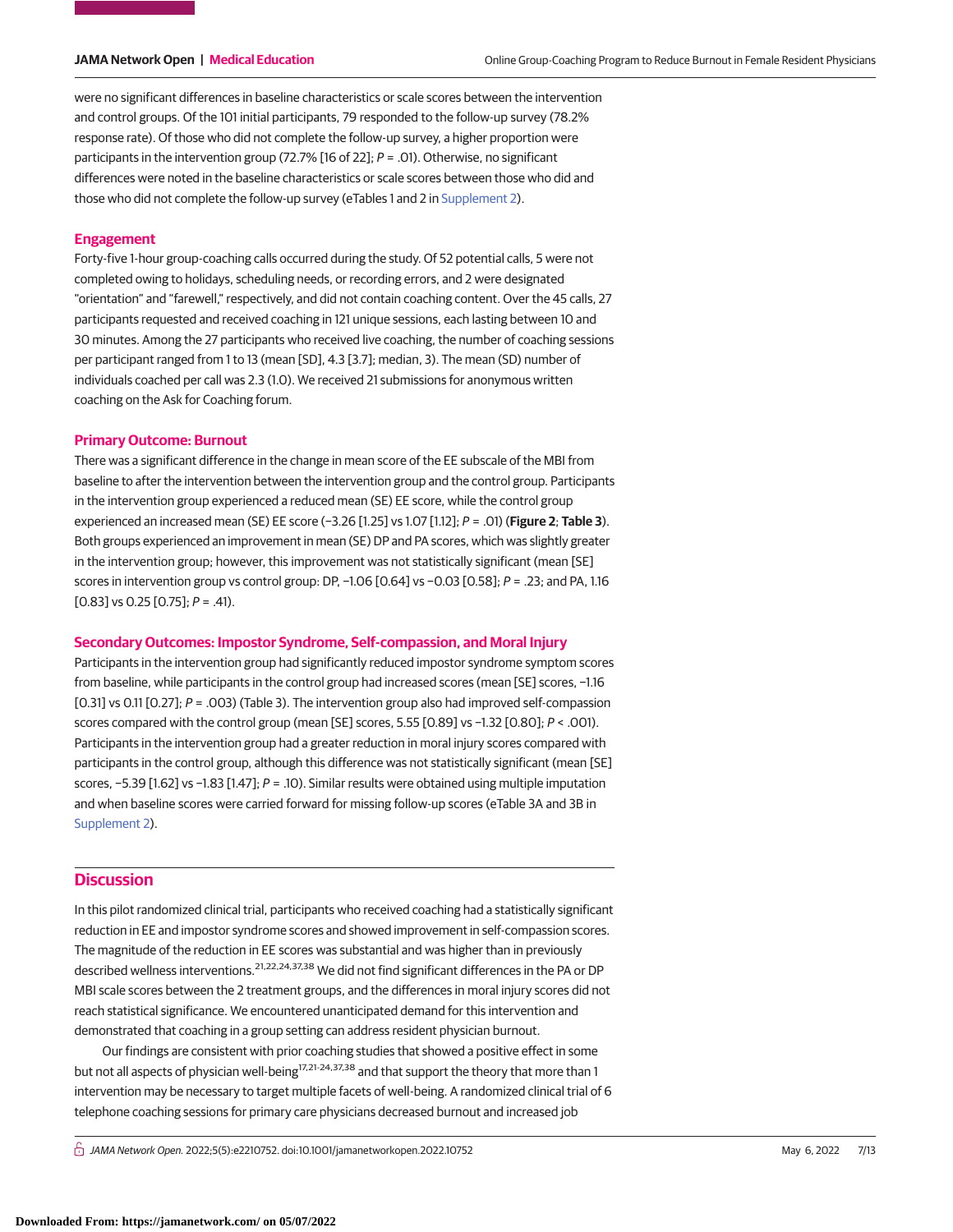were no significant differences in baseline characteristics or scale scores between the intervention and control groups. Of the 101 initial participants, 79 responded to the follow-up survey (78.2% response rate). Of those who did not complete the follow-up survey, a higher proportion were participants in the intervention group (72.7% [16 of 22]; *P* = .01). Otherwise, no significant differences were noted in the baseline characteristics or scale scores between those who did and those who did not complete the follow-up survey (eTables 1 and 2 in Supplement 2).

## Engagement

Forty-five 1-hour group-coaching calls occurred during the study. Of 52 potential calls, 5 were not completed owing to holidays, scheduling needs, or recording errors, and 2 were designated "orientation" and "farewell," respectively, and did not contain coaching content. Over the 45 calls, 27 participants requested and received coaching in 121 unique sessions, each lasting between 10 and 30 minutes. Among the 27 participants who received live coaching, the number of coaching sessions per participant ranged from 1 to 13 (mean [SD], 4.3 [3.7]; median, 3). The mean (SD) number of individuals coached per call was 2.3 (1.0). We received 21 submissions for anonymous written coaching on the Ask for Coaching forum.

## Primary Outcome: Burnout

There was a significant difference in the change in mean score of the EE subscale of the MBI from baseline to after the intervention between the intervention group and the control group. Participants in the intervention group experienced a reduced mean (SE) EE score, while the control group experienced an increased mean (SE) EE score (−3.26 [1.25] vs 1.07 [1.12]; *P* = .01) (**Figure 2**; **Table 3**). Both groups experienced an improvement in mean (SE) DP and PA scores, which was slightly greater in the intervention group; however, this improvement was not statistically significant (mean [SE] scores in intervention group vs control group: DP, −1.06 [0.64] vs −0.03 [0.58]; *P* = .23; and PA, 1.16 [0.83] vs 0.25 [0.75]; *P* = .41).

## Secondary Outcomes: Impostor Syndrome, Self-compassion, and Moral Injury

Participants in the intervention group had significantly reduced impostor syndrome symptom scores from baseline, while participants in the control group had increased scores (mean [SE] scores, −1.16 [0.31] vs 0.11 [0.27]; *P* = .003) (Table 3). The intervention group also had improved self-compassion scores compared with the control group (mean [SE] scores, 5.55 [0.89] vs −1.32 [0.80]; *P* < .001). Participants in the intervention group had a greater reduction in moral injury scores compared with participants in the control group, although this difference was not statistically significant (mean [SE] scores, −5.39 [1.62] vs −1.83 [1.47]; *P* = .10). Similar results were obtained using multiple imputation and when baseline scores were carried forward for missing follow-up scores (eTable 3A and 3B in Supplement 2).

# Discussion

In this pilot randomized clinical trial, participants who received coaching had a statistically significant reduction in EE and impostor syndrome scores and showed improvement in self-compassion scores. The magnitude of the reduction in EE scores was substantial and was higher than in previously described wellness interventions.[21,22,24,37,38] We did not find significant differences in the PA or DP MBI scale scores between the 2 treatment groups, and the differences in moral injury scores did not reach statistical significance. We encountered unanticipated demand for this intervention and demonstrated that coaching in a group setting can address resident physician burnout.

Our findings are consistent with prior coaching studies that showed a positive effect in some but not all aspects of physician well-being[17,21-24,37,38] and that support the theory that more than 1 intervention may be necessary to target multiple facets of well-being. A randomized clinical trial of 6 telephone coaching sessions for primary care physicians decreased burnout and increased job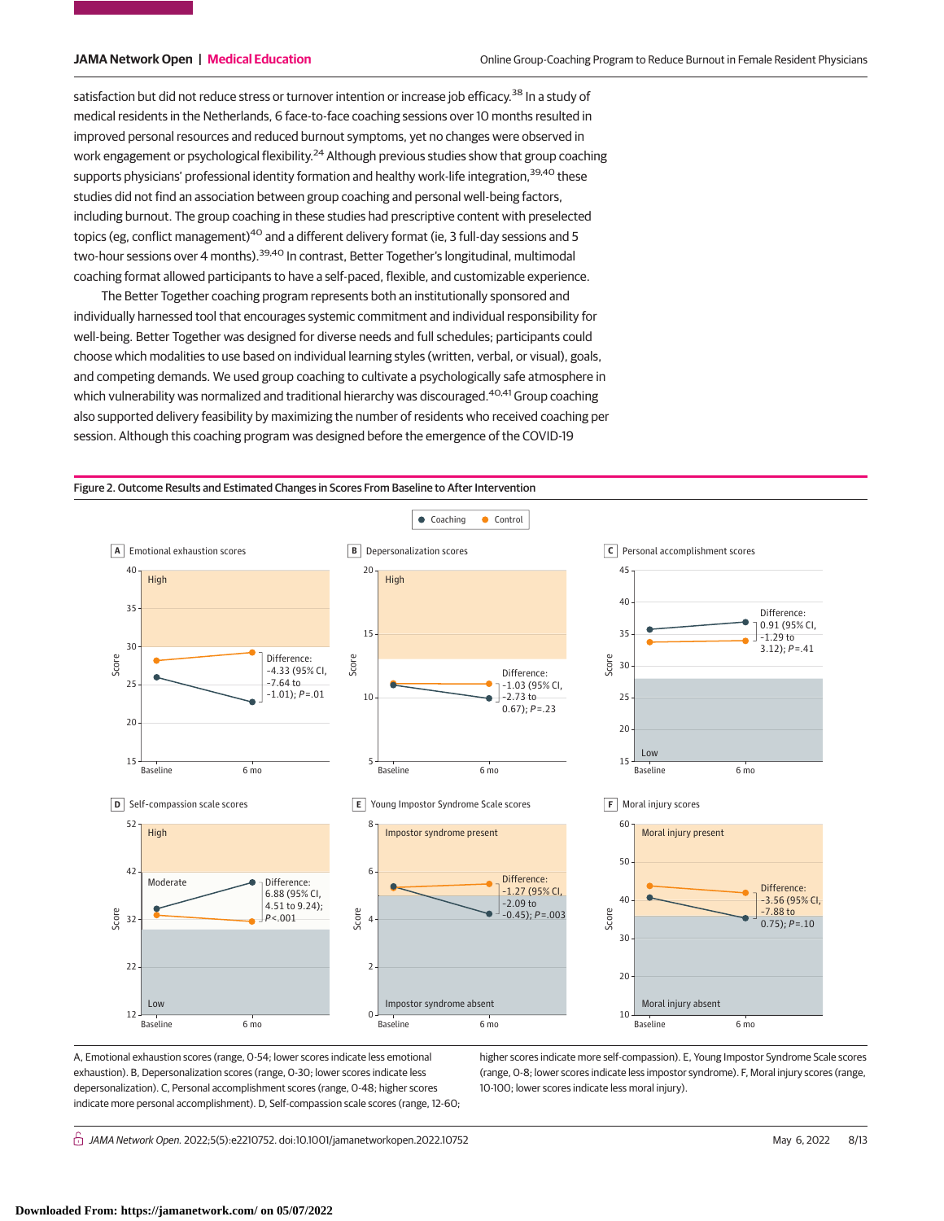satisfaction but did not reduce stress or turnover intention or increase job efficacy.[38] In a study of medical residents in the Netherlands, 6 face-to-face coaching sessions over 10 months resulted in improved personal resources and reduced burnout symptoms, yet no changes were observed in work engagement or psychological flexibility.[24] Although previous studies show that group coaching supports physicians' professional identity formation and healthy work-life integration,[39,40] these studies did not find an association between group coaching and personal well-being factors, including burnout. The group coaching in these studies had prescriptive content with preselected topics (eg, conflict management)[40] and a different delivery format (ie, 3 full-day sessions and 5 two-hour sessions over 4 months).[39,40] In contrast, Better Together's longitudinal, multimodal coaching format allowed participants to have a self-paced, flexible, and customizable experience.

The Better Together coaching program represents both an institutionally sponsored and individually harnessed tool that encourages systemic commitment and individual responsibility for well-being. Better Together was designed for diverse needs and full schedules; participants could choose which modalities to use based on individual learning styles (written, verbal, or visual), goals, and competing demands. We used group coaching to cultivate a psychologically safe atmosphere in which vulnerability was normalized and traditional hierarchy was discouraged.[40,41] Group coaching also supported delivery feasibility by maximizing the number of residents who received coaching per session. Although this coaching program was designed before the emergence of the COVID-19

**Figure 2. Outcome Results and Estimated Changes in Scores From Baseline to After Intervention**

Coaching / Control

A Emotional exhaustion scores — Difference: −4.33 (95% CI, −7.64 to −1.01); $P=.01$

B Depersonalization scores — Difference: −1.03 (95% CI, −2.73 to 0.67); $P=.23$

C Personal accomplishment scores — Difference: 0.91 (95% CI, −1.29 to 3.12); $P=.41$

D Self-compassion scale scores — Difference: 6.88 (95% CI, 4.51 to 9.24); $P<.001$

E Young Impostor Syndrome Scale scores — Difference: −1.27 (95% CI, −2.09 to −0.45); $P=.003$

F Moral injury scores — Difference: −3.56 (95% CI, −7.88 to 0.75); $P=.10$

A, Emotional exhaustion scores (range, 0-54; lower scores indicate less emotional exhaustion). B, Depersonalization scores (range, 0-30; lower scores indicate less depersonalization). C, Personal accomplishment scores (range, 0-48; higher scores indicate more personal accomplishment). D, Self-compassion scale scores (range, 12-60; higher scores indicate more self-compassion). E, Young Impostor Syndrome Scale scores (range, 0-8; lower scores indicate less impostor syndrome). F, Moral injury scores (range, 10-100; lower scores indicate less moral injury).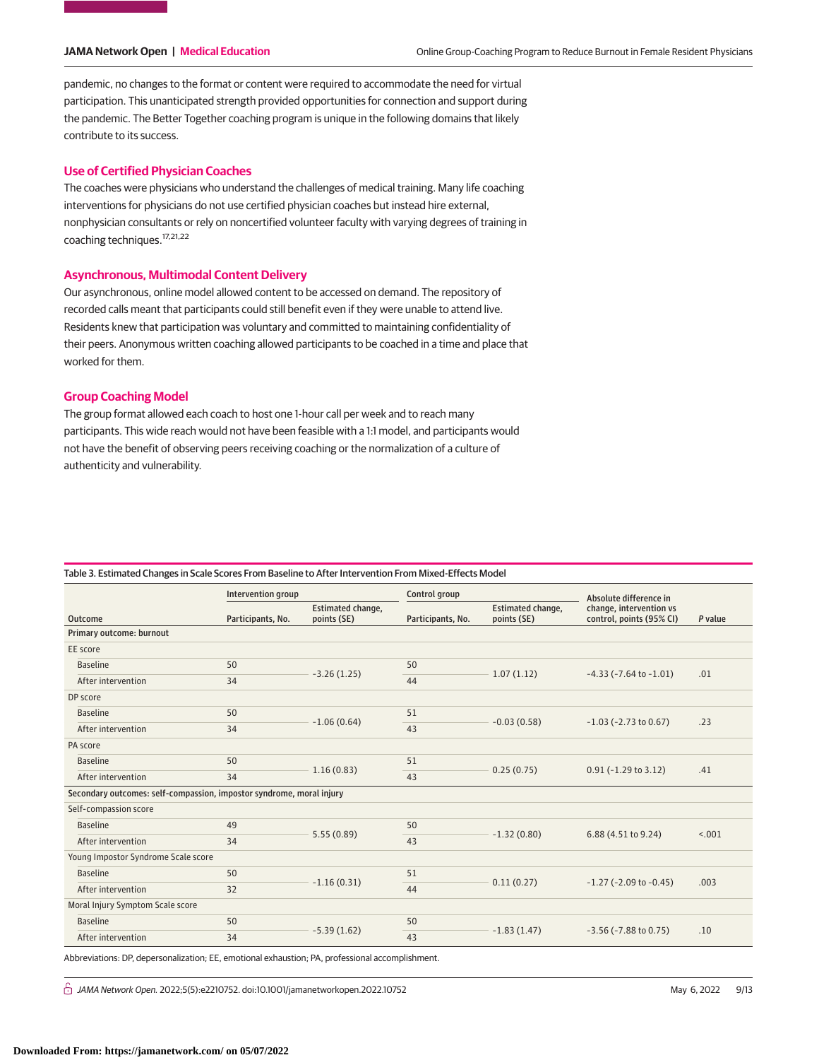pandemic, no changes to the format or content were required to accommodate the need for virtual participation. This unanticipated strength provided opportunities for connection and support during the pandemic. The Better Together coaching program is unique in the following domains that likely contribute to its success.

### Use of Certified Physician Coaches

The coaches were physicians who understand the challenges of medical training. Many life coaching interventions for physicians do not use certified physician coaches but instead hire external, nonphysician consultants or rely on noncertified volunteer faculty with varying degrees of training in coaching techniques.[17,21,22]

### Asynchronous, Multimodal Content Delivery

Our asynchronous, online model allowed content to be accessed on demand. The repository of recorded calls meant that participants could still benefit even if they were unable to attend live. Residents knew that participation was voluntary and committed to maintaining confidentiality of their peers. Anonymous written coaching allowed participants to be coached in a time and place that worked for them.

### Group Coaching Model

The group format allowed each coach to host one 1-hour call per week and to reach many participants. This wide reach would not have been feasible with a 1:1 model, and participants would not have the benefit of observing peers receiving coaching or the normalization of a culture of authenticity and vulnerability.

Table 3. Estimated Changes in Scale Scores From Baseline to After Intervention From Mixed-Effects Model

| Outcome | Intervention group | | Control group | | Absolute difference in change, intervention vs control, points (95% CI) | P value |
|---|---|---|---|---|---|---|
| | Participants, No. | Estimated change, points (SE) | Participants, No. | Estimated change, points (SE) | | |
| **Primary outcome: burnout** | | | | | | |
| EE score | | | | | | |
| Baseline | 50 | −3.26 (1.25) | 50 | 1.07 (1.12) | −4.33 (−7.64 to −1.01) | .01 |
| After intervention | 34 | | 44 | | | |
| DP score | | | | | | |
| Baseline | 50 | −1.06 (0.64) | 51 | −0.03 (0.58) | −1.03 (−2.73 to 0.67) | .23 |
| After intervention | 34 | | 43 | | | |
| PA score | | | | | | |
| Baseline | 50 | 1.16 (0.83) | 51 | 0.25 (0.75) | 0.91 (−1.29 to 3.12) | .41 |
| After intervention | 34 | | 43 | | | |
| **Secondary outcomes: self-compassion, impostor syndrome, moral injury** | | | | | | |
| Self-compassion score | | | | | | |
| Baseline | 49 | 5.55 (0.89) | 50 | −1.32 (0.80) | 6.88 (4.51 to 9.24) | <.001 |
| After intervention | 34 | | 43 | | | |
| Young Impostor Syndrome Scale score | | | | | | |
| Baseline | 50 | −1.16 (0.31) | 51 | 0.11 (0.27) | −1.27 (−2.09 to −0.45) | .003 |
| After intervention | 32 | | 44 | | | |
| Moral Injury Symptom Scale score | | | | | | |
| Baseline | 50 | −5.39 (1.62) | 50 | −1.83 (1.47) | −3.56 (−7.88 to 0.75) | .10 |
| After intervention | 34 | | 43 | | | |

Abbreviations: DP, depersonalization; EE, emotional exhaustion; PA, professional accomplishment.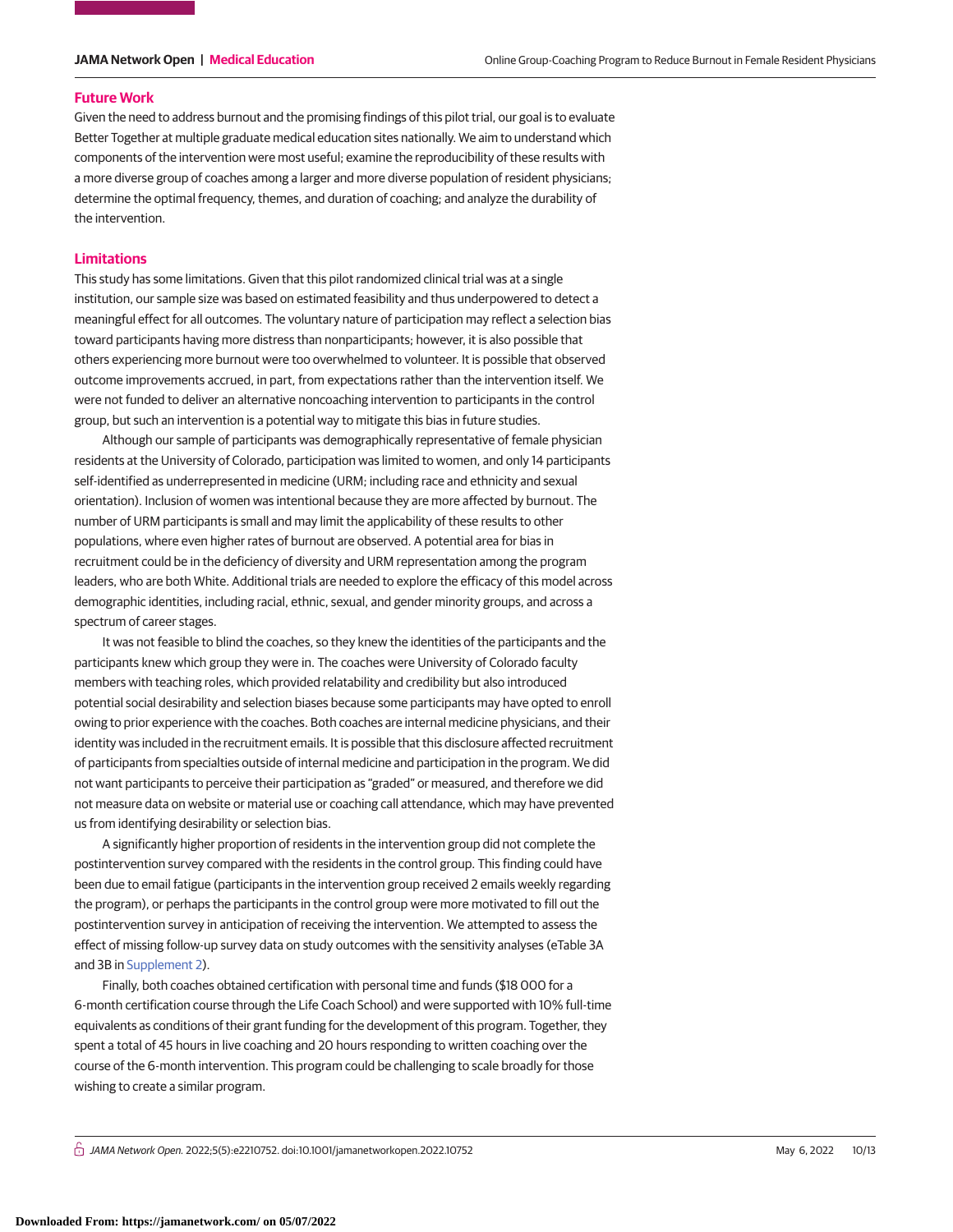## Future Work

Given the need to address burnout and the promising findings of this pilot trial, our goal is to evaluate Better Together at multiple graduate medical education sites nationally. We aim to understand which components of the intervention were most useful; examine the reproducibility of these results with a more diverse group of coaches among a larger and more diverse population of resident physicians; determine the optimal frequency, themes, and duration of coaching; and analyze the durability of the intervention.

## Limitations

This study has some limitations. Given that this pilot randomized clinical trial was at a single institution, our sample size was based on estimated feasibility and thus underpowered to detect a meaningful effect for all outcomes. The voluntary nature of participation may reflect a selection bias toward participants having more distress than nonparticipants; however, it is also possible that others experiencing more burnout were too overwhelmed to volunteer. It is possible that observed outcome improvements accrued, in part, from expectations rather than the intervention itself. We were not funded to deliver an alternative noncoaching intervention to participants in the control group, but such an intervention is a potential way to mitigate this bias in future studies.

Although our sample of participants was demographically representative of female physician residents at the University of Colorado, participation was limited to women, and only 14 participants self-identified as underrepresented in medicine (URM; including race and ethnicity and sexual orientation). Inclusion of women was intentional because they are more affected by burnout. The number of URM participants is small and may limit the applicability of these results to other populations, where even higher rates of burnout are observed. A potential area for bias in recruitment could be in the deficiency of diversity and URM representation among the program leaders, who are both White. Additional trials are needed to explore the efficacy of this model across demographic identities, including racial, ethnic, sexual, and gender minority groups, and across a spectrum of career stages.

It was not feasible to blind the coaches, so they knew the identities of the participants and the participants knew which group they were in. The coaches were University of Colorado faculty members with teaching roles, which provided relatability and credibility but also introduced potential social desirability and selection biases because some participants may have opted to enroll owing to prior experience with the coaches. Both coaches are internal medicine physicians, and their identity was included in the recruitment emails. It is possible that this disclosure affected recruitment of participants from specialties outside of internal medicine and participation in the program. We did not want participants to perceive their participation as "graded" or measured, and therefore we did not measure data on website or material use or coaching call attendance, which may have prevented us from identifying desirability or selection bias.

A significantly higher proportion of residents in the intervention group did not complete the postintervention survey compared with the residents in the control group. This finding could have been due to email fatigue (participants in the intervention group received 2 emails weekly regarding the program), or perhaps the participants in the control group were more motivated to fill out the postintervention survey in anticipation of receiving the intervention. We attempted to assess the effect of missing follow-up survey data on study outcomes with the sensitivity analyses (eTable 3A and 3B in Supplement 2).

Finally, both coaches obtained certification with personal time and funds ($18 000 for a 6-month certification course through the Life Coach School) and were supported with 10% full-time equivalents as conditions of their grant funding for the development of this program. Together, they spent a total of 45 hours in live coaching and 20 hours responding to written coaching over the course of the 6-month intervention. This program could be challenging to scale broadly for those wishing to create a similar program.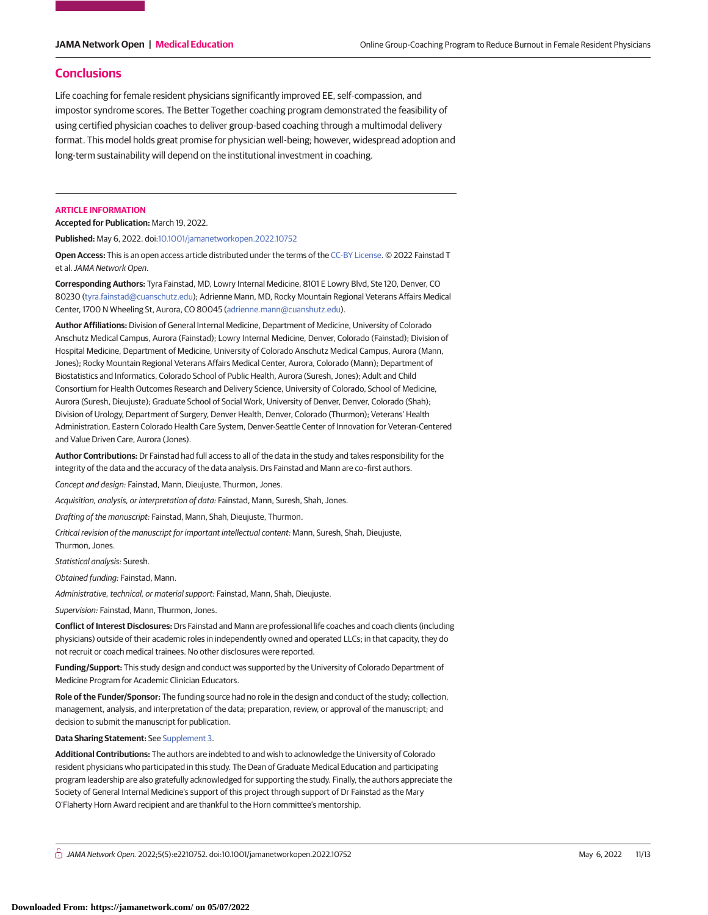## Conclusions

Life coaching for female resident physicians significantly improved EE, self-compassion, and impostor syndrome scores. The Better Together coaching program demonstrated the feasibility of using certified physician coaches to deliver group-based coaching through a multimodal delivery format. This model holds great promise for physician well-being; however, widespread adoption and long-term sustainability will depend on the institutional investment in coaching.

### ARTICLE INFORMATION

**Accepted for Publication:** March 19, 2022.

**Published:** May 6, 2022. doi:10.1001/jamanetworkopen.2022.10752

**Open Access:** This is an open access article distributed under the terms of the CC-BY License. © 2022 Fainstad T et al. *JAMA Network Open*.

**Corresponding Authors:** Tyra Fainstad, MD, Lowry Internal Medicine, 8101 E Lowry Blvd, Ste 120, Denver, CO 80230 (tyra.fainstad@cuanschutz.edu); Adrienne Mann, MD, Rocky Mountain Regional Veterans Affairs Medical Center, 1700 N Wheeling St, Aurora, CO 80045 (adrienne.mann@cuanshutz.edu).

**Author Affiliations:** Division of General Internal Medicine, Department of Medicine, University of Colorado Anschutz Medical Campus, Aurora (Fainstad); Lowry Internal Medicine, Denver, Colorado (Fainstad); Division of Hospital Medicine, Department of Medicine, University of Colorado Anschutz Medical Campus, Aurora (Mann, Jones); Rocky Mountain Regional Veterans Affairs Medical Center, Aurora, Colorado (Mann); Department of Biostatistics and Informatics, Colorado School of Public Health, Aurora (Suresh, Jones); Adult and Child Consortium for Health Outcomes Research and Delivery Science, University of Colorado, School of Medicine, Aurora (Suresh, Dieujuste); Graduate School of Social Work, University of Denver, Denver, Colorado (Shah); Division of Urology, Department of Surgery, Denver Health, Denver, Colorado (Thurmon); Veterans' Health Administration, Eastern Colorado Health Care System, Denver-Seattle Center of Innovation for Veteran-Centered and Value Driven Care, Aurora (Jones).

**Author Contributions:** Dr Fainstad had full access to all of the data in the study and takes responsibility for the integrity of the data and the accuracy of the data analysis. Drs Fainstad and Mann are co–first authors.

*Concept and design:* Fainstad, Mann, Dieujuste, Thurmon, Jones.

*Acquisition, analysis, or interpretation of data:* Fainstad, Mann, Suresh, Shah, Jones.

*Drafting of the manuscript:* Fainstad, Mann, Shah, Dieujuste, Thurmon.

*Critical revision of the manuscript for important intellectual content:* Mann, Suresh, Shah, Dieujuste, Thurmon, Jones.

*Statistical analysis:* Suresh.

*Obtained funding:* Fainstad, Mann.

*Administrative, technical, or material support:* Fainstad, Mann, Shah, Dieujuste.

*Supervision:* Fainstad, Mann, Thurmon, Jones.

**Conflict of Interest Disclosures:** Drs Fainstad and Mann are professional life coaches and coach clients (including physicians) outside of their academic roles in independently owned and operated LLCs; in that capacity, they do not recruit or coach medical trainees. No other disclosures were reported.

**Funding/Support:** This study design and conduct was supported by the University of Colorado Department of Medicine Program for Academic Clinician Educators.

**Role of the Funder/Sponsor:** The funding source had no role in the design and conduct of the study; collection, management, analysis, and interpretation of the data; preparation, review, or approval of the manuscript; and decision to submit the manuscript for publication.

**Data Sharing Statement:** See Supplement 3.

**Additional Contributions:** The authors are indebted to and wish to acknowledge the University of Colorado resident physicians who participated in this study. The Dean of Graduate Medical Education and participating program leadership are also gratefully acknowledged for supporting the study. Finally, the authors appreciate the Society of General Internal Medicine's support of this project through support of Dr Fainstad as the Mary O'Flaherty Horn Award recipient and are thankful to the Horn committee's mentorship.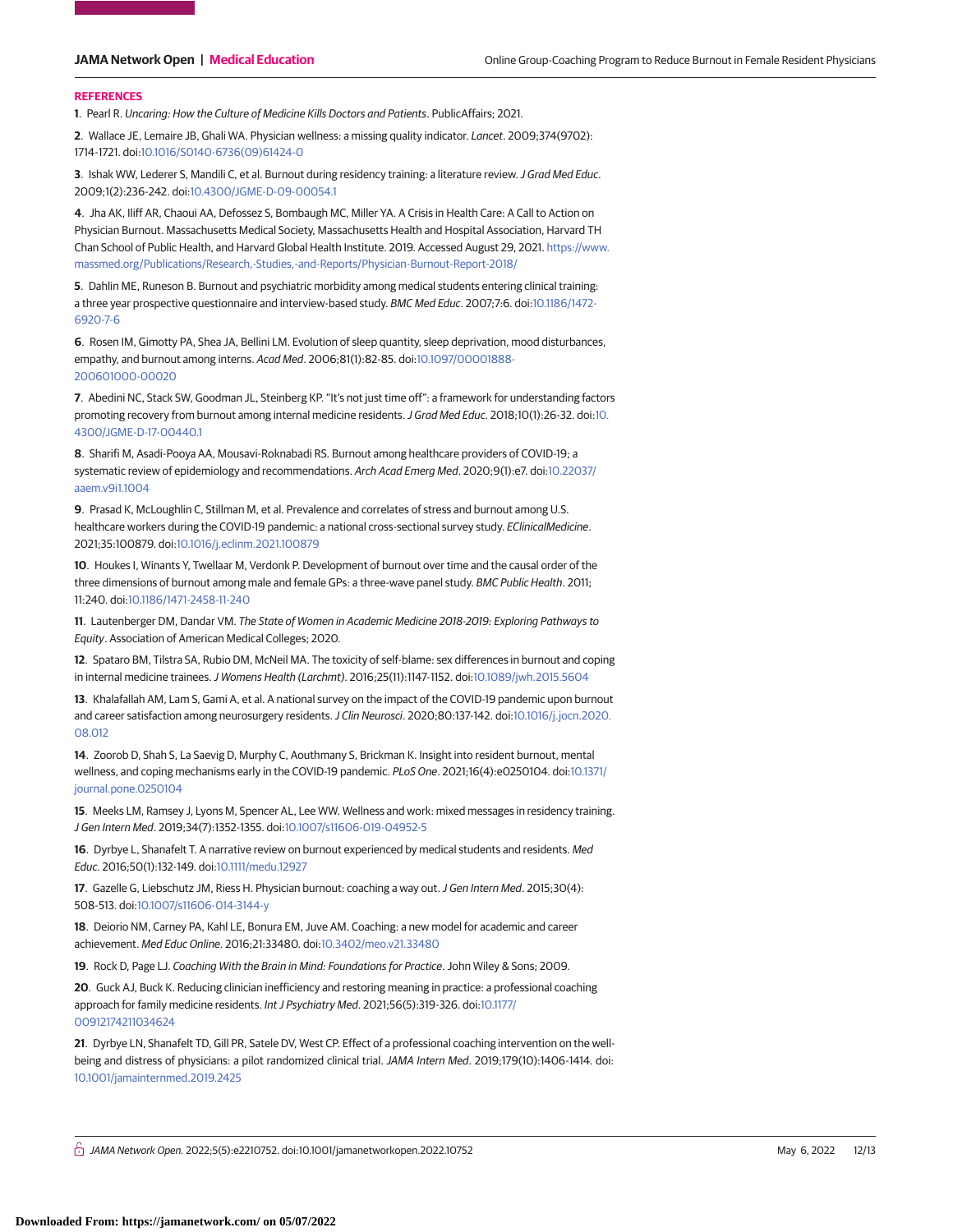## REFERENCES

1. Pearl R. *Uncaring: How the Culture of Medicine Kills Doctors and Patients*. PublicAffairs; 2021.

2. Wallace JE, Lemaire JB, Ghali WA. Physician wellness: a missing quality indicator. *Lancet*. 2009;374(9702):1714-1721. doi:10.1016/S0140-6736(09)61424-0

3. Ishak WW, Lederer S, Mandili C, et al. Burnout during residency training: a literature review. *J Grad Med Educ*. 2009;1(2):236-242. doi:10.4300/JGME-D-09-00054.1

4. Jha AK, Iliff AR, Chaoui AA, Defossez S, Bombaugh MC, Miller YA. A Crisis in Health Care: A Call to Action on Physician Burnout. Massachusetts Medical Society, Massachusetts Health and Hospital Association, Harvard TH Chan School of Public Health, and Harvard Global Health Institute. 2019. Accessed August 29, 2021. https://www.massmed.org/Publications/Research,-Studies,-and-Reports/Physician-Burnout-Report-2018/

5. Dahlin ME, Runeson B. Burnout and psychiatric morbidity among medical students entering clinical training: a three year prospective questionnaire and interview-based study. *BMC Med Educ*. 2007;7:6. doi:10.1186/1472-6920-7-6

6. Rosen IM, Gimotty PA, Shea JA, Bellini LM. Evolution of sleep quantity, sleep deprivation, mood disturbances, empathy, and burnout among interns. *Acad Med*. 2006;81(1):82-85. doi:10.1097/00001888-200601000-00020

7. Abedini NC, Stack SW, Goodman JL, Steinberg KP. "It's not just time off": a framework for understanding factors promoting recovery from burnout among internal medicine residents. *J Grad Med Educ*. 2018;10(1):26-32. doi:10.4300/JGME-D-17-00440.1

8. Sharifi M, Asadi-Pooya AA, Mousavi-Roknabadi RS. Burnout among healthcare providers of COVID-19; a systematic review of epidemiology and recommendations. *Arch Acad Emerg Med*. 2020;9(1):e7. doi:10.22037/aaem.v9i1.1004

9. Prasad K, McLoughlin C, Stillman M, et al. Prevalence and correlates of stress and burnout among U.S. healthcare workers during the COVID-19 pandemic: a national cross-sectional survey study. *EClinicalMedicine*. 2021;35:100879. doi:10.1016/j.eclinm.2021.100879

10. Houkes I, Winants Y, Twellaar M, Verdonk P. Development of burnout over time and the causal order of the three dimensions of burnout among male and female GPs: a three-wave panel study. *BMC Public Health*. 2011;11:240. doi:10.1186/1471-2458-11-240

11. Lautenberger DM, Dandar VM. *The State of Women in Academic Medicine 2018-2019: Exploring Pathways to Equity*. Association of American Medical Colleges; 2020.

12. Spataro BM, Tilstra SA, Rubio DM, McNeil MA. The toxicity of self-blame: sex differences in burnout and coping in internal medicine trainees. *J Womens Health (Larchmt)*. 2016;25(11):1147-1152. doi:10.1089/jwh.2015.5604

13. Khalafallah AM, Lam S, Gami A, et al. A national survey on the impact of the COVID-19 pandemic upon burnout and career satisfaction among neurosurgery residents. *J Clin Neurosci*. 2020;80:137-142. doi:10.1016/j.jocn.2020.08.012

14. Zoorob D, Shah S, La Saevig D, Murphy C, Aouthmany S, Brickman K. Insight into resident burnout, mental wellness, and coping mechanisms early in the COVID-19 pandemic. *PLoS One*. 2021;16(4):e0250104. doi:10.1371/journal.pone.0250104

15. Meeks LM, Ramsey J, Lyons M, Spencer AL, Lee WW. Wellness and work: mixed messages in residency training. *J Gen Intern Med*. 2019;34(7):1352-1355. doi:10.1007/s11606-019-04952-5

16. Dyrbye L, Shanafelt T. A narrative review on burnout experienced by medical students and residents. *Med Educ*. 2016;50(1):132-149. doi:10.1111/medu.12927

17. Gazelle G, Liebschutz JM, Riess H. Physician burnout: coaching a way out. *J Gen Intern Med*. 2015;30(4):508-513. doi:10.1007/s11606-014-3144-y

18. Deiorio NM, Carney PA, Kahl LE, Bonura EM, Juve AM. Coaching: a new model for academic and career achievement. *Med Educ Online*. 2016;21:33480. doi:10.3402/meo.v21.33480

19. Rock D, Page LJ. *Coaching With the Brain in Mind: Foundations for Practice*. John Wiley & Sons; 2009.

20. Guck AJ, Buck K. Reducing clinician inefficiency and restoring meaning in practice: a professional coaching approach for family medicine residents. *Int J Psychiatry Med*. 2021;56(5):319-326. doi:10.1177/00912174211034624

21. Dyrbye LN, Shanafelt TD, Gill PR, Satele DV, West CP. Effect of a professional coaching intervention on the well-being and distress of physicians: a pilot randomized clinical trial. *JAMA Intern Med*. 2019;179(10):1406-1414. doi:10.1001/jamainternmed.2019.2425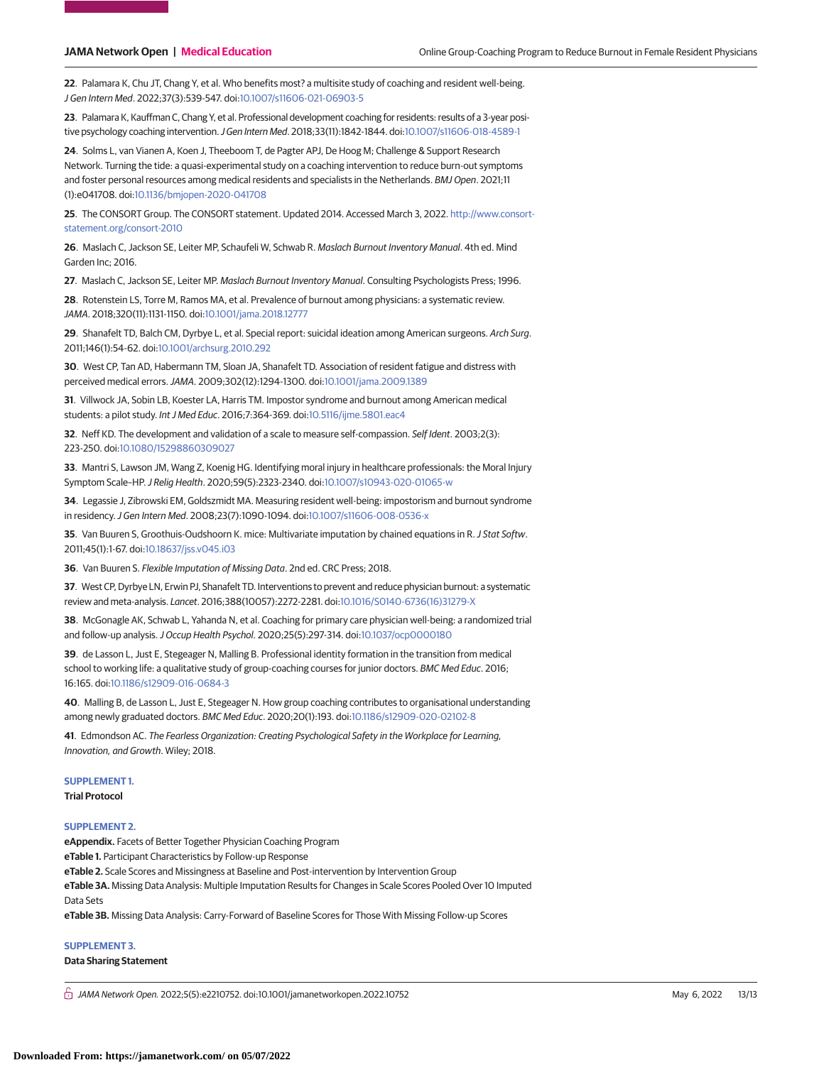22. Palamara K, Chu JT, Chang Y, et al. Who benefits most? a multisite study of coaching and resident well-being. *J Gen Intern Med*. 2022;37(3):539-547. doi:10.1007/s11606-021-06903-5

23. Palamara K, Kauffman C, Chang Y, et al. Professional development coaching for residents: results of a 3-year positive psychology coaching intervention. *J Gen Intern Med*. 2018;33(11):1842-1844. doi:10.1007/s11606-018-4589-1

24. Solms L, van Vianen A, Koen J, Theeboom T, de Pagter APJ, De Hoog M; Challenge & Support Research Network. Turning the tide: a quasi-experimental study on a coaching intervention to reduce burn-out symptoms and foster personal resources among medical residents and specialists in the Netherlands. *BMJ Open*. 2021;11(1):e041708. doi:10.1136/bmjopen-2020-041708

25. The CONSORT Group. The CONSORT statement. Updated 2014. Accessed March 3, 2022. http://www.consort-statement.org/consort-2010

26. Maslach C, Jackson SE, Leiter MP, Schaufeli W, Schwab R. *Maslach Burnout Inventory Manual*. 4th ed. Mind Garden Inc; 2016.

27. Maslach C, Jackson SE, Leiter MP. *Maslach Burnout Inventory Manual*. Consulting Psychologists Press; 1996.

28. Rotenstein LS, Torre M, Ramos MA, et al. Prevalence of burnout among physicians: a systematic review. *JAMA*. 2018;320(11):1131-1150. doi:10.1001/jama.2018.12777

29. Shanafelt TD, Balch CM, Dyrbye L, et al. Special report: suicidal ideation among American surgeons. *Arch Surg*. 2011;146(1):54-62. doi:10.1001/archsurg.2010.292

30. West CP, Tan AD, Habermann TM, Sloan JA, Shanafelt TD. Association of resident fatigue and distress with perceived medical errors. *JAMA*. 2009;302(12):1294-1300. doi:10.1001/jama.2009.1389

31. Villwock JA, Sobin LB, Koester LA, Harris TM. Impostor syndrome and burnout among American medical students: a pilot study. *Int J Med Educ*. 2016;7:364-369. doi:10.5116/ijme.5801.eac4

32. Neff KD. The development and validation of a scale to measure self-compassion. *Self Ident*. 2003;2(3):223-250. doi:10.1080/15298860309027

33. Mantri S, Lawson JM, Wang Z, Koenig HG. Identifying moral injury in healthcare professionals: the Moral Injury Symptom Scale–HP. *J Relig Health*. 2020;59(5):2323-2340. doi:10.1007/s10943-020-01065-w

34. Legassie J, Zibrowski EM, Goldszmidt MA. Measuring resident well-being: impostorism and burnout syndrome in residency. *J Gen Intern Med*. 2008;23(7):1090-1094. doi:10.1007/s11606-008-0536-x

35. Van Buuren S, Groothuis-Oudshoorn K. mice: Multivariate imputation by chained equations in R. *J Stat Softw*. 2011;45(1):1-67. doi:10.18637/jss.v045.i03

36. Van Buuren S. *Flexible Imputation of Missing Data*. 2nd ed. CRC Press; 2018.

37. West CP, Dyrbye LN, Erwin PJ, Shanafelt TD. Interventions to prevent and reduce physician burnout: a systematic review and meta-analysis. *Lancet*. 2016;388(10057):2272-2281. doi:10.1016/S0140-6736(16)31279-X

38. McGonagle AK, Schwab L, Yahanda N, et al. Coaching for primary care physician well-being: a randomized trial and follow-up analysis. *J Occup Health Psychol*. 2020;25(5):297-314. doi:10.1037/ocp0000180

39. de Lasson L, Just E, Stegeager N, Malling B. Professional identity formation in the transition from medical school to working life: a qualitative study of group-coaching courses for junior doctors. *BMC Med Educ*. 2016;16:165. doi:10.1186/s12909-016-0684-3

40. Malling B, de Lasson L, Just E, Stegeager N. How group coaching contributes to organisational understanding among newly graduated doctors. *BMC Med Educ*. 2020;20(1):193. doi:10.1186/s12909-020-02102-8

41. Edmondson AC. *The Fearless Organization: Creating Psychological Safety in the Workplace for Learning, Innovation, and Growth*. Wiley; 2018.

**SUPPLEMENT 1.**
**Trial Protocol**

**SUPPLEMENT 2.**
**eAppendix.** Facets of Better Together Physician Coaching Program
**eTable 1.** Participant Characteristics by Follow-up Response
**eTable 2.** Scale Scores and Missingness at Baseline and Post-intervention by Intervention Group
**eTable 3A.** Missing Data Analysis: Multiple Imputation Results for Changes in Scale Scores Pooled Over 10 Imputed Data Sets
**eTable 3B.** Missing Data Analysis: Carry-Forward of Baseline Scores for Those With Missing Follow-up Scores

**SUPPLEMENT 3.**
**Data Sharing Statement**